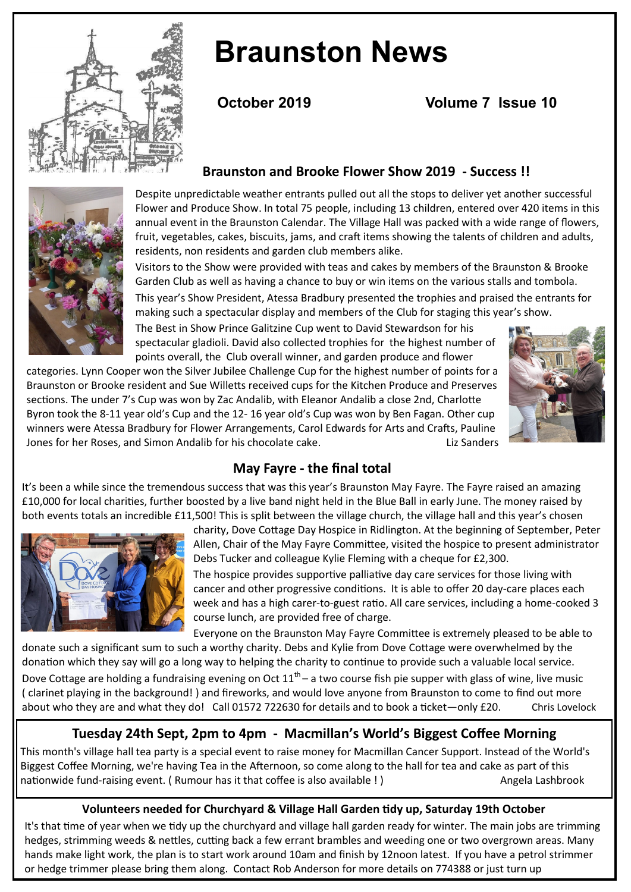# Braunston News

**October 2019** **Volume 7 Issue 10**

## Braunston and Brooke Flower Show 2019 - Success !!

Despite unpredictable weather entrants pulled out all the stops to deliver yet another successful Flower and Produce Show. In total 75 people, including 13 children, entered over 420 items in this annual event in the Braunston Calendar. The Village Hall was packed with a wide range of flowers, fruit, vegetables, cakes, biscuits, jams, and craft items showing the talents of children and adults, residents, non residents and garden club members alike.

Visitors to the Show were provided with teas and cakes by members of the Braunston & Brooke Garden Club as well as having a chance to buy or win items on the various stalls and tombola.

This year's Show President, Atessa Bradbury presented the trophies and praised the entrants for making such a spectacular display and members of the Club for staging this year's show.

The Best in Show Prince Galitzine Cup went to David Stewardson for his spectacular gladioli. David also collected trophies for the highest number of points overall, the Club overall winner, and garden produce and flower categories. Lynn Cooper won the Silver Jubilee Challenge Cup for the highest number of points for a Braunston or Brooke resident and Sue Willetts received cups for the Kitchen Produce and Preserves sections. The under 7's Cup was won by Zac Andalib, with Eleanor Andalib a close 2nd, Charlotte Byron took the 8-11 year old's Cup and the 12- 16 year old's Cup was won by Ben Fagan. Other cup winners were Atessa Bradbury for Flower Arrangements, Carol Edwards for Arts and Crafts, Pauline Jones for her Roses, and Simon Andalib for his chocolate cake.

Liz Sanders

## May Fayre - the final total

It's been a while since the tremendous success that was this year's Braunston May Fayre. The Fayre raised an amazing £10,000 for local charities, further boosted by a live band night held in the Blue Ball in early June. The money raised by both events totals an incredible £11,500! This is split between the village church, the village hall and this year's chosen charity, Dove Cottage Day Hospice in Ridlington. At the beginning of September, Peter Allen, Chair of the May Fayre Committee, visited the hospice to present administrator Debs Tucker and colleague Kylie Fleming with a cheque for £2,300.

The hospice provides supportive palliative day care services for those living with cancer and other progressive conditions. It is able to offer 20 day-care places each week and has a high carer-to-guest ratio. All care services, including a home-cooked 3 course lunch, are provided free of charge.

Everyone on the Braunston May Fayre Committee is extremely pleased to be able to donate such a significant sum to such a worthy charity. Debs and Kylie from Dove Cottage were overwhelmed by the donation which they say will go a long way to helping the charity to continue to provide such a valuable local service.

Dove Cottage are holding a fundraising evening on Oct 11th – a two course fish pie supper with glass of wine, live music ( clarinet playing in the background! ) and fireworks, and would love anyone from Braunston to come to find out more about who they are and what they do! Call 01572 722630 for details and to book a ticket—only £20.

Chris Lovelock

## Tuesday 24th Sept, 2pm to 4pm - Macmillan's World's Biggest Coffee Morning

This month's village hall tea party is a special event to raise money for Macmillan Cancer Support. Instead of the World's Biggest Coffee Morning, we're having Tea in the Afternoon, so come along to the hall for tea and cake as part of this nationwide fund-raising event. ( Rumour has it that coffee is also available ! )

Angela Lashbrook

### Volunteers needed for Churchyard & Village Hall Garden tidy up, Saturday 19th October

It's that time of year when we tidy up the churchyard and village hall garden ready for winter. The main jobs are trimming hedges, strimming weeds & nettles, cutting back a few errant brambles and weeding one or two overgrown areas. Many hands make light work, the plan is to start work around 10am and finish by 12noon latest. If you have a petrol strimmer or hedge trimmer please bring them along. Contact Rob Anderson for more details on 774388 or just turn up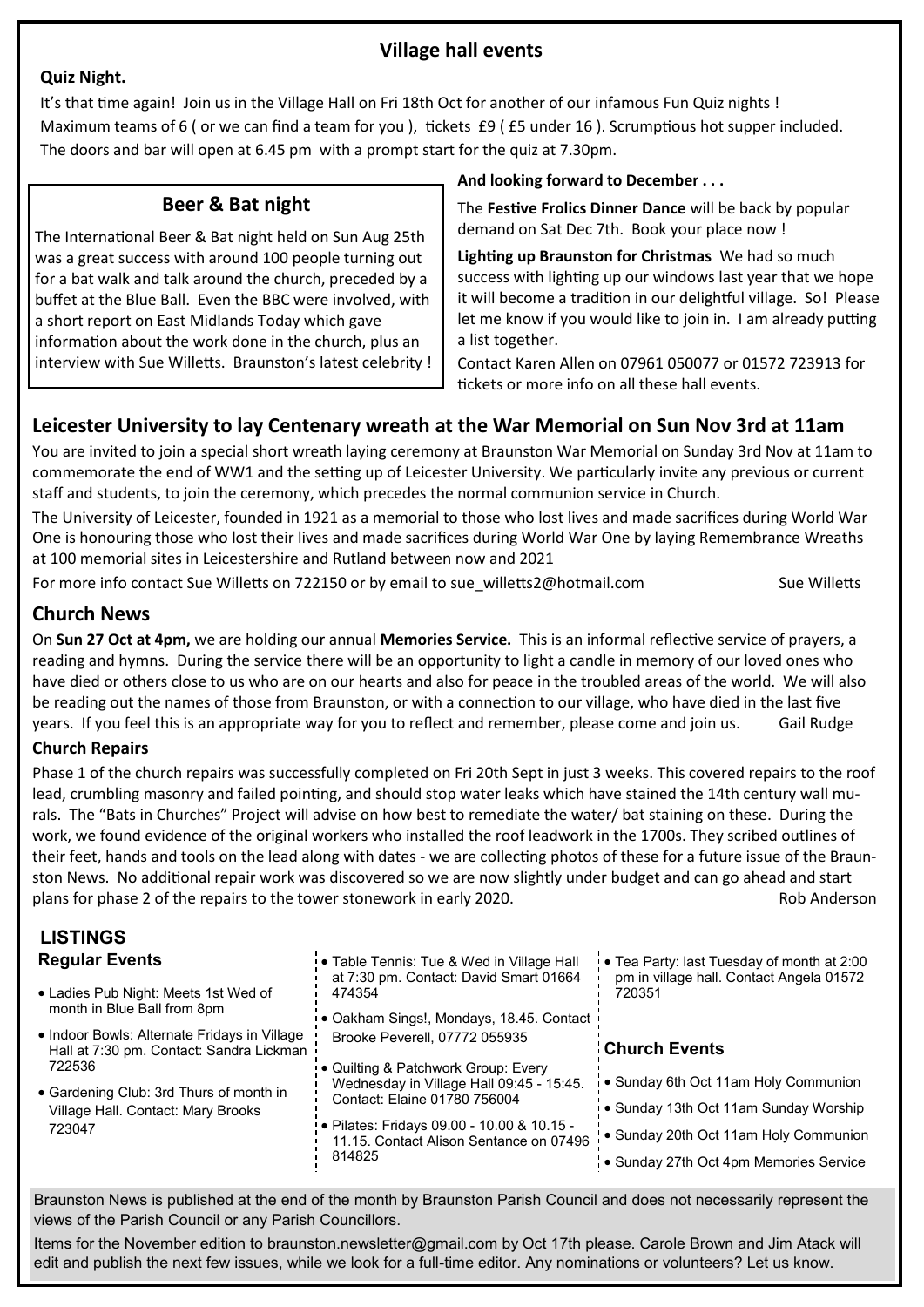## Village hall events

**Quiz Night.**

It's that time again! Join us in the Village Hall on Fri 18th Oct for another of our infamous Fun Quiz nights ! Maximum teams of 6 ( or we can find a team for you ), tickets £9 ( £5 under 16 ). Scrumptious hot supper included. The doors and bar will open at 6.45 pm with a prompt start for the quiz at 7.30pm.

### Beer & Bat night

The International Beer & Bat night held on Sun Aug 25th was a great success with around 100 people turning out for a bat walk and talk around the church, preceded by a buffet at the Blue Ball. Even the BBC were involved, with a short report on East Midlands Today which gave information about the work done in the church, plus an interview with Sue Willetts. Braunston's latest celebrity !

**And looking forward to December . . .**

The **Festive Frolics Dinner Dance** will be back by popular demand on Sat Dec 7th. Book your place now !

**Lighting up Braunston for Christmas** We had so much success with lighting up our windows last year that we hope it will become a tradition in our delightful village. So! Please let me know if you would like to join in. I am already putting a list together.

Contact Karen Allen on 07961 050077 or 01572 723913 for tickets or more info on all these hall events.

## Leicester University to lay Centenary wreath at the War Memorial on Sun Nov 3rd at 11am

You are invited to join a special short wreath laying ceremony at Braunston War Memorial on Sunday 3rd Nov at 11am to commemorate the end of WW1 and the setting up of Leicester University. We particularly invite any previous or current staff and students, to join the ceremony, which precedes the normal communion service in Church.

The University of Leicester, founded in 1921 as a memorial to those who lost lives and made sacrifices during World War One is honouring those who lost their lives and made sacrifices during World War One by laying Remembrance Wreaths at 100 memorial sites in Leicestershire and Rutland between now and 2021

For more info contact Sue Willetts on 722150 or by email to sue_willetts2@hotmail.com Sue Willetts

## Church News

On **Sun 27 Oct at 4pm,** we are holding our annual **Memories Service.** This is an informal reflective service of prayers, a reading and hymns. During the service there will be an opportunity to light a candle in memory of our loved ones who have died or others close to us who are on our hearts and also for peace in the troubled areas of the world. We will also be reading out the names of those from Braunston, or with a connection to our village, who have died in the last five years. If you feel this is an appropriate way for you to reflect and remember, please come and join us. Gail Rudge

### Church Repairs

Phase 1 of the church repairs was successfully completed on Fri 20th Sept in just 3 weeks. This covered repairs to the roof lead, crumbling masonry and failed pointing, and should stop water leaks which have stained the 14th century wall murals. The "Bats in Churches" Project will advise on how best to remediate the water/ bat staining on these. During the work, we found evidence of the original workers who installed the roof leadwork in the 1700s. They scribed outlines of their feet, hands and tools on the lead along with dates - we are collecting photos of these for a future issue of the Braunston News. No additional repair work was discovered so we are now slightly under budget and can go ahead and start plans for phase 2 of the repairs to the tower stonework in early 2020. Rob Anderson

## LISTINGS

### Regular Events

- Ladies Pub Night: Meets 1st Wed of month in Blue Ball from 8pm
- Indoor Bowls: Alternate Fridays in Village Hall at 7:30 pm. Contact: Sandra Lickman 722536
- Gardening Club: 3rd Thurs of month in Village Hall. Contact: Mary Brooks 723047
- Table Tennis: Tue & Wed in Village Hall at 7:30 pm. Contact: David Smart 01664 474354
- Oakham Sings!, Mondays, 18.45. Contact Brooke Peverell, 07772 055935
- Quilting & Patchwork Group: Every Wednesday in Village Hall 09:45 - 15:45. Contact: Elaine 01780 756004
- Pilates: Fridays 09.00 - 10.00 & 10.15 - 11.15. Contact Alison Sentance on 07496 814825
- Tea Party: last Tuesday of month at 2:00 pm in village hall. Contact Angela 01572 720351

### Church Events

- Sunday 6th Oct 11am Holy Communion
- Sunday 13th Oct 11am Sunday Worship
- Sunday 20th Oct 11am Holy Communion
- Sunday 27th Oct 4pm Memories Service

Braunston News is published at the end of the month by Braunston Parish Council and does not necessarily represent the views of the Parish Council or any Parish Councillors.

Items for the November edition to braunston.newsletter@gmail.com by Oct 17th please. Carole Brown and Jim Atack will edit and publish the next few issues, while we look for a full-time editor. Any nominations or volunteers? Let us know.